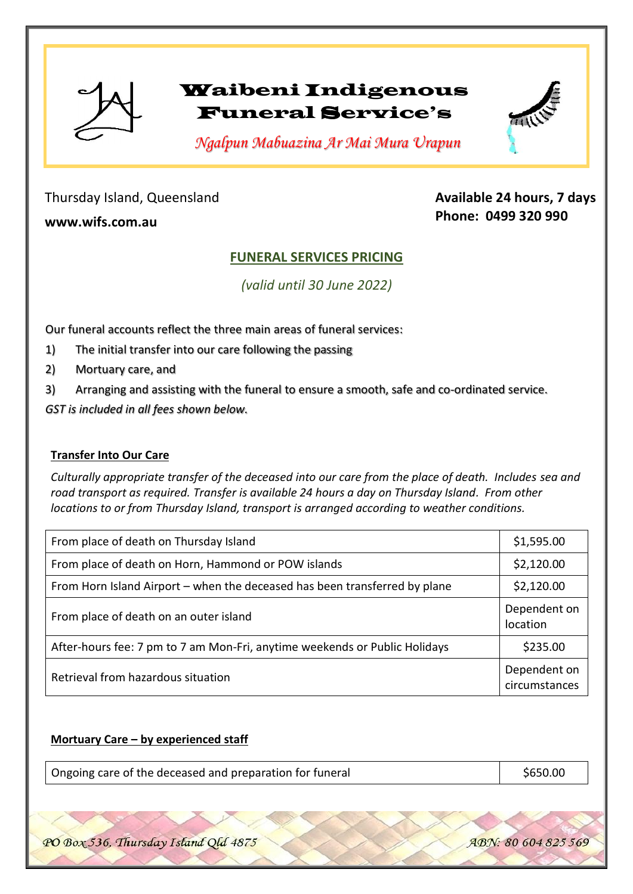# Waibeni Indigenous Funeral Service's

*Ngalpun Mabuazina Ar Mai Mura Urapun*

Thursday Island, Queensland

**www.wifs.com.au**

**Available 24 hours, 7 days**
**Phone: 0499 320 990**

## FUNERAL SERVICES PRICING

*(valid until 30 June 2022)*

Our funeral accounts reflect the three main areas of funeral services:

1) The initial transfer into our care following the passing
2) Mortuary care, and
3) Arranging and assisting with the funeral to ensure a smooth, safe and co-ordinated service.

*GST is included in all fees shown below.*

### Transfer Into Our Care

*Culturally appropriate transfer of the deceased into our care from the place of death. Includes sea and road transport as required. Transfer is available 24 hours a day on Thursday Island. From other locations to or from Thursday Island, transport is arranged according to weather conditions.*

| | |
|---|---|
| From place of death on Thursday Island | $1,595.00 |
| From place of death on Horn, Hammond or POW islands | $2,120.00 |
| From Horn Island Airport – when the deceased has been transferred by plane | $2,120.00 |
| From place of death on an outer island | Dependent on location |
| After-hours fee: 7 pm to 7 am Mon-Fri, anytime weekends or Public Holidays | $235.00 |
| Retrieval from hazardous situation | Dependent on circumstances |

### Mortuary Care – by experienced staff

| | |
|---|---|
| Ongoing care of the deceased and preparation for funeral | $650.00 |

*PO Box 536, Thursday Island Qld 4875* *ABN: 80 604 825 569*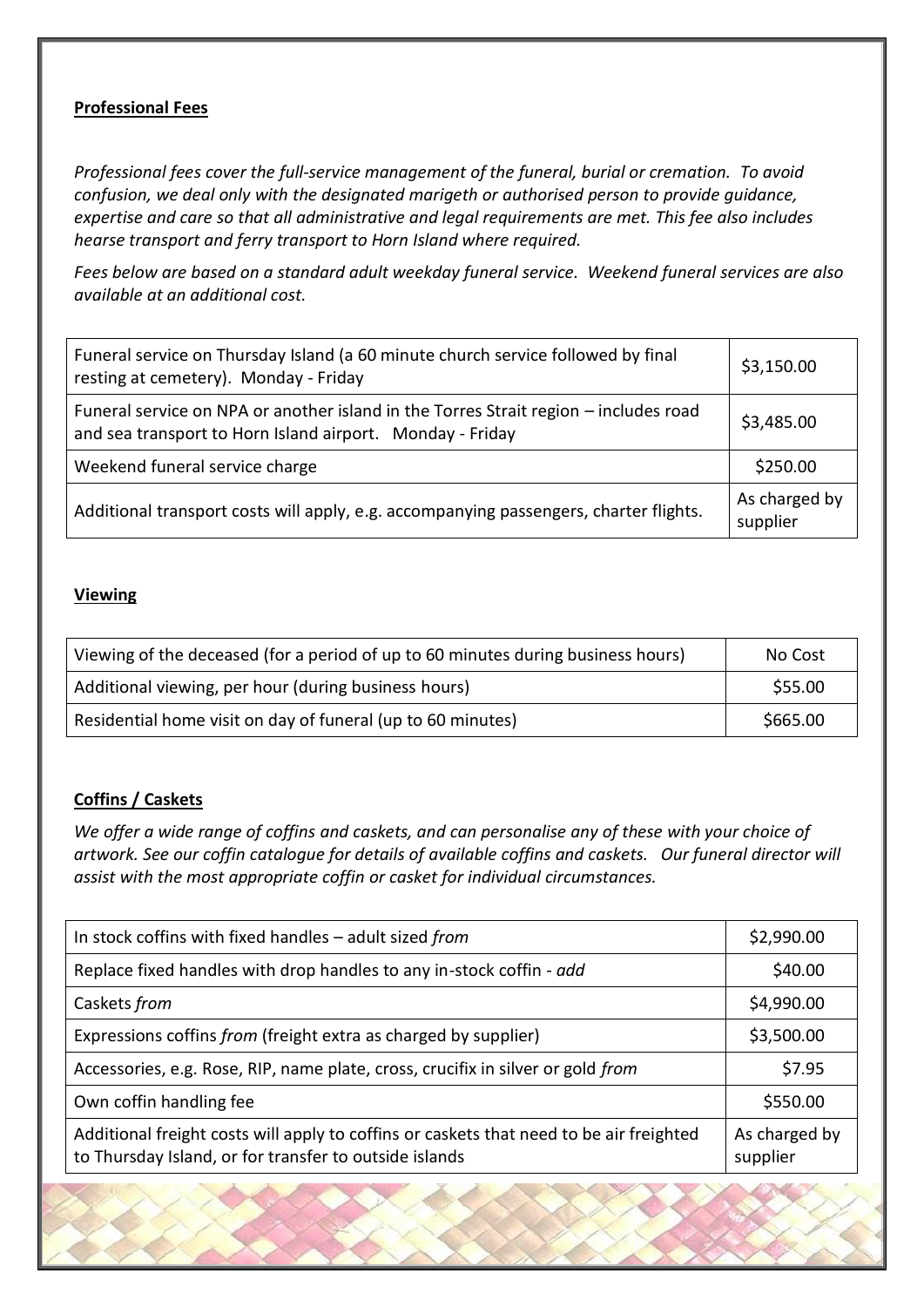**Professional Fees**

*Professional fees cover the full-service management of the funeral, burial or cremation. To avoid confusion, we deal only with the designated marigeth or authorised person to provide guidance, expertise and care so that all administrative and legal requirements are met. This fee also includes hearse transport and ferry transport to Horn Island where required.*

*Fees below are based on a standard adult weekday funeral service. Weekend funeral services are also available at an additional cost.*

| | |
|---|---|
| Funeral service on Thursday Island (a 60 minute church service followed by final resting at cemetery). Monday - Friday | \$3,150.00 |
| Funeral service on NPA or another island in the Torres Strait region – includes road and sea transport to Horn Island airport. Monday - Friday | \$3,485.00 |
| Weekend funeral service charge | \$250.00 |
| Additional transport costs will apply, e.g. accompanying passengers, charter flights. | As charged by supplier |

**Viewing**

| | |
|---|---|
| Viewing of the deceased (for a period of up to 60 minutes during business hours) | No Cost |
| Additional viewing, per hour (during business hours) | \$55.00 |
| Residential home visit on day of funeral (up to 60 minutes) | \$665.00 |

**Coffins / Caskets**

*We offer a wide range of coffins and caskets, and can personalise any of these with your choice of artwork. See our coffin catalogue for details of available coffins and caskets. Our funeral director will assist with the most appropriate coffin or casket for individual circumstances.*

| | |
|---|---|
| In stock coffins with fixed handles – adult sized *from* | \$2,990.00 |
| Replace fixed handles with drop handles to any in-stock coffin - *add* | \$40.00 |
| Caskets *from* | \$4,990.00 |
| Expressions coffins *from* (freight extra as charged by supplier) | \$3,500.00 |
| Accessories, e.g. Rose, RIP, name plate, cross, crucifix in silver or gold *from* | \$7.95 |
| Own coffin handling fee | \$550.00 |
| Additional freight costs will apply to coffins or caskets that need to be air freighted to Thursday Island, or for transfer to outside islands | As charged by supplier |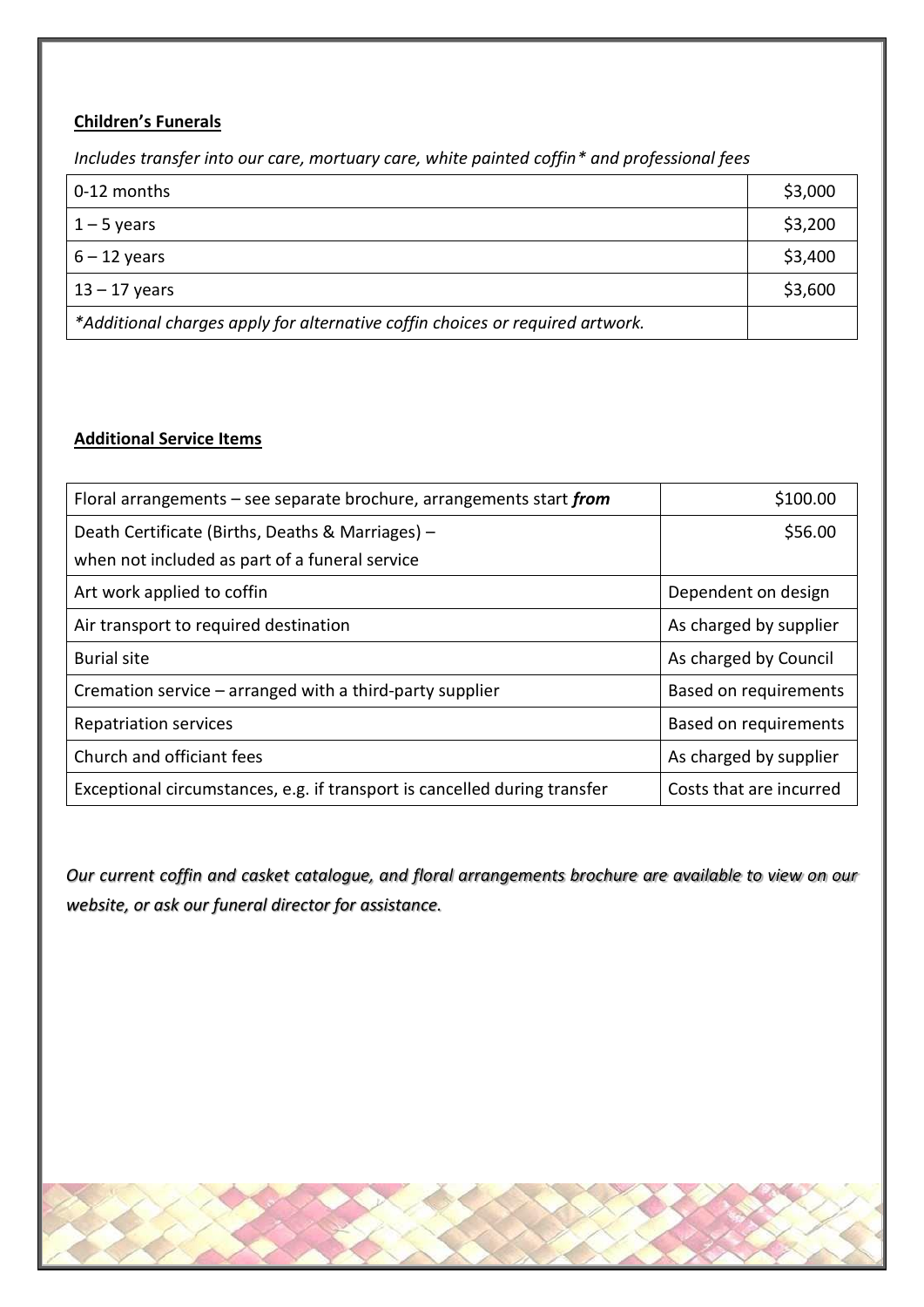**Children's Funerals**

*Includes transfer into our care, mortuary care, white painted coffin* and professional fees*

| | |
|---|---|
| 0-12 months | $3,000 |
| 1 – 5 years | $3,200 |
| 6 – 12 years | $3,400 |
| 13 – 17 years | $3,600 |
| **Additional charges apply for alternative coffin choices or required artwork.* | |

**Additional Service Items**

| | |
|---|---|
| Floral arrangements – see separate brochure, arrangements start ***from*** | $100.00 |
| Death Certificate (Births, Deaths & Marriages) – when not included as part of a funeral service | $56.00 |
| Art work applied to coffin | Dependent on design |
| Air transport to required destination | As charged by supplier |
| Burial site | As charged by Council |
| Cremation service – arranged with a third-party supplier | Based on requirements |
| Repatriation services | Based on requirements |
| Church and officiant fees | As charged by supplier |
| Exceptional circumstances, e.g. if transport is cancelled during transfer | Costs that are incurred |

*Our current coffin and casket catalogue, and floral arrangements brochure are available to view on our website, or ask our funeral director for assistance.*